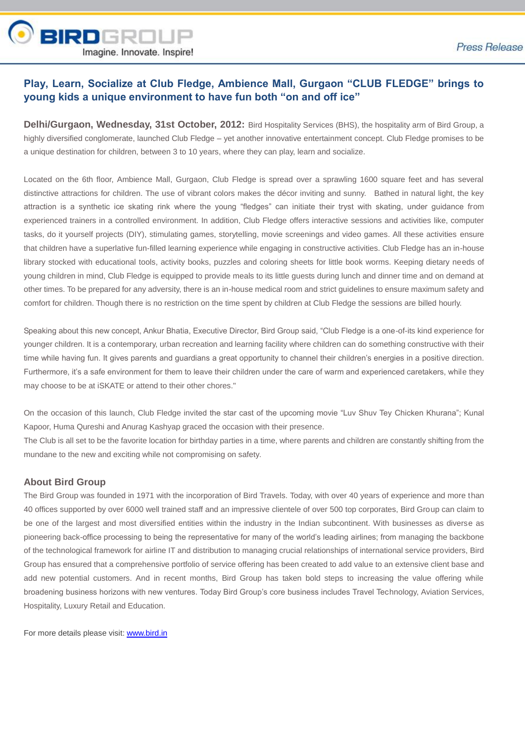BIRDGROUP
Imagine. Innovate. Inspire!

*Press Release*

## Play, Learn, Socialize at Club Fledge, Ambience Mall, Gurgaon "CLUB FLEDGE" brings to young kids a unique environment to have fun both "on and off ice"

**Delhi/Gurgaon, Wednesday, 31st October, 2012:** Bird Hospitality Services (BHS), the hospitality arm of Bird Group, a highly diversified conglomerate, launched Club Fledge – yet another innovative entertainment concept. Club Fledge promises to be a unique destination for children, between 3 to 10 years, where they can play, learn and socialize.

Located on the 6th floor, Ambience Mall, Gurgaon, Club Fledge is spread over a sprawling 1600 square feet and has several distinctive attractions for children. The use of vibrant colors makes the décor inviting and sunny. Bathed in natural light, the key attraction is a synthetic ice skating rink where the young "fledges" can initiate their tryst with skating, under guidance from experienced trainers in a controlled environment. In addition, Club Fledge offers interactive sessions and activities like, computer tasks, do it yourself projects (DIY), stimulating games, storytelling, movie screenings and video games. All these activities ensure that children have a superlative fun-filled learning experience while engaging in constructive activities. Club Fledge has an in-house library stocked with educational tools, activity books, puzzles and coloring sheets for little book worms. Keeping dietary needs of young children in mind, Club Fledge is equipped to provide meals to its little guests during lunch and dinner time and on demand at other times. To be prepared for any adversity, there is an in-house medical room and strict guidelines to ensure maximum safety and comfort for children. Though there is no restriction on the time spent by children at Club Fledge the sessions are billed hourly.

Speaking about this new concept, Ankur Bhatia, Executive Director, Bird Group said, "Club Fledge is a one-of-its kind experience for younger children. It is a contemporary, urban recreation and learning facility where children can do something constructive with their time while having fun. It gives parents and guardians a great opportunity to channel their children's energies in a positive direction. Furthermore, it's a safe environment for them to leave their children under the care of warm and experienced caretakers, while they may choose to be at iSKATE or attend to their other chores."

On the occasion of this launch, Club Fledge invited the star cast of the upcoming movie "Luv Shuv Tey Chicken Khurana"; Kunal Kapoor, Huma Qureshi and Anurag Kashyap graced the occasion with their presence.
The Club is all set to be the favorite location for birthday parties in a time, where parents and children are constantly shifting from the mundane to the new and exciting while not compromising on safety.

### About Bird Group

The Bird Group was founded in 1971 with the incorporation of Bird Travels. Today, with over 40 years of experience and more than 40 offices supported by over 6000 well trained staff and an impressive clientele of over 500 top corporates, Bird Group can claim to be one of the largest and most diversified entities within the industry in the Indian subcontinent. With businesses as diverse as pioneering back-office processing to being the representative for many of the world's leading airlines; from managing the backbone of the technological framework for airline IT and distribution to managing crucial relationships of international service providers, Bird Group has ensured that a comprehensive portfolio of service offering has been created to add value to an extensive client base and add new potential customers. And in recent months, Bird Group has taken bold steps to increasing the value offering while broadening business horizons with new ventures. Today Bird Group's core business includes Travel Technology, Aviation Services, Hospitality, Luxury Retail and Education.

For more details please visit: [www.bird.in](http://www.bird.in)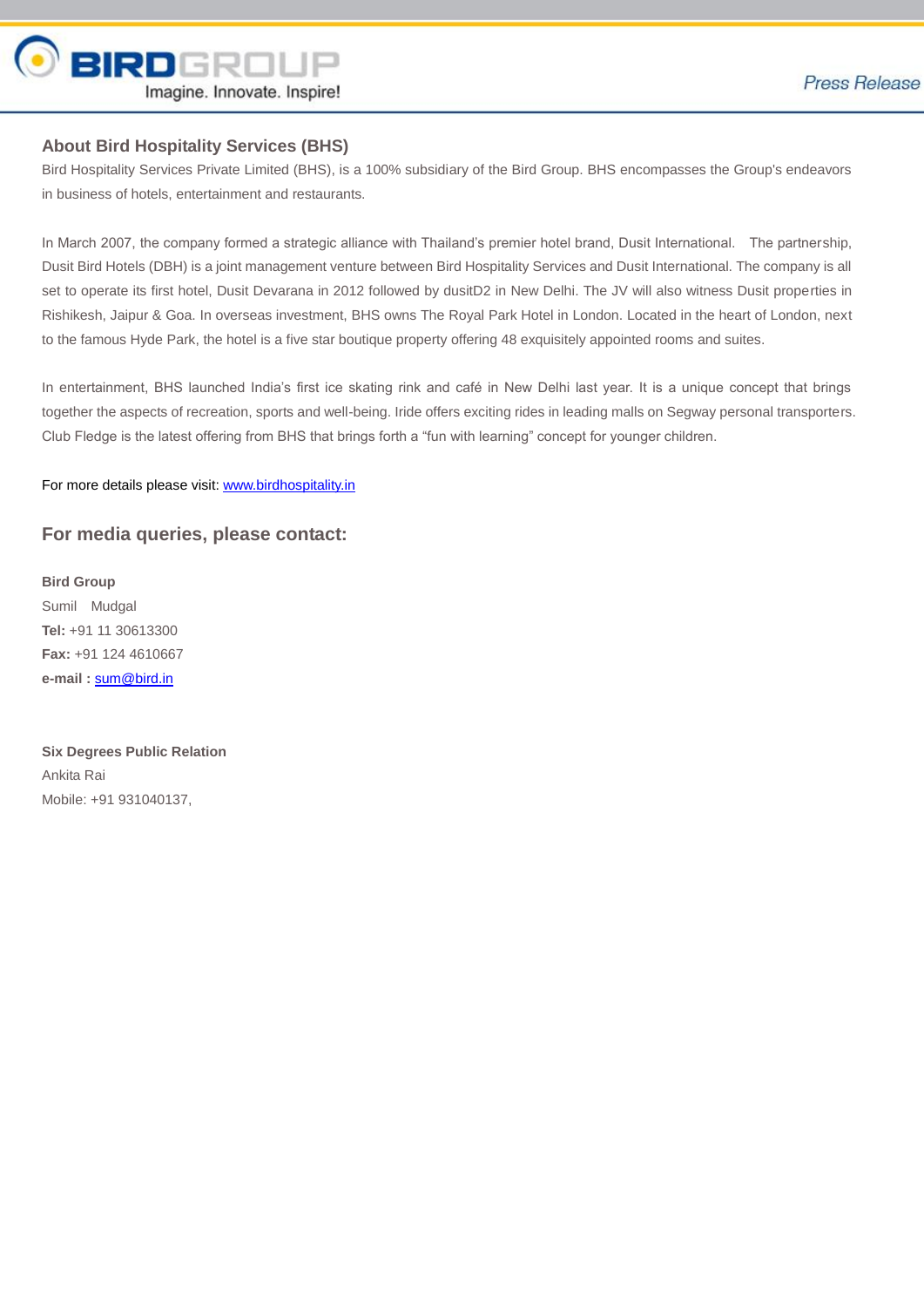## About Bird Hospitality Services (BHS)

Bird Hospitality Services Private Limited (BHS), is a 100% subsidiary of the Bird Group. BHS encompasses the Group's endeavors in business of hotels, entertainment and restaurants.

In March 2007, the company formed a strategic alliance with Thailand's premier hotel brand, Dusit International. The partnership, Dusit Bird Hotels (DBH) is a joint management venture between Bird Hospitality Services and Dusit International. The company is all set to operate its first hotel, Dusit Devarana in 2012 followed by dusitD2 in New Delhi. The JV will also witness Dusit properties in Rishikesh, Jaipur & Goa. In overseas investment, BHS owns The Royal Park Hotel in London. Located in the heart of London, next to the famous Hyde Park, the hotel is a five star boutique property offering 48 exquisitely appointed rooms and suites.

In entertainment, BHS launched India's first ice skating rink and café in New Delhi last year. It is a unique concept that brings together the aspects of recreation, sports and well-being. Iride offers exciting rides in leading malls on Segway personal transporters. Club Fledge is the latest offering from BHS that brings forth a "fun with learning" concept for younger children.

For more details please visit: www.birdhospitality.in

## For media queries, please contact:

**Bird Group**
Sumil Mudgal
**Tel:** +91 11 30613300
**Fax:** +91 124 4610667
**e-mail :** sum@bird.in

**Six Degrees Public Relation**
Ankita Rai
Mobile: +91 931040137,